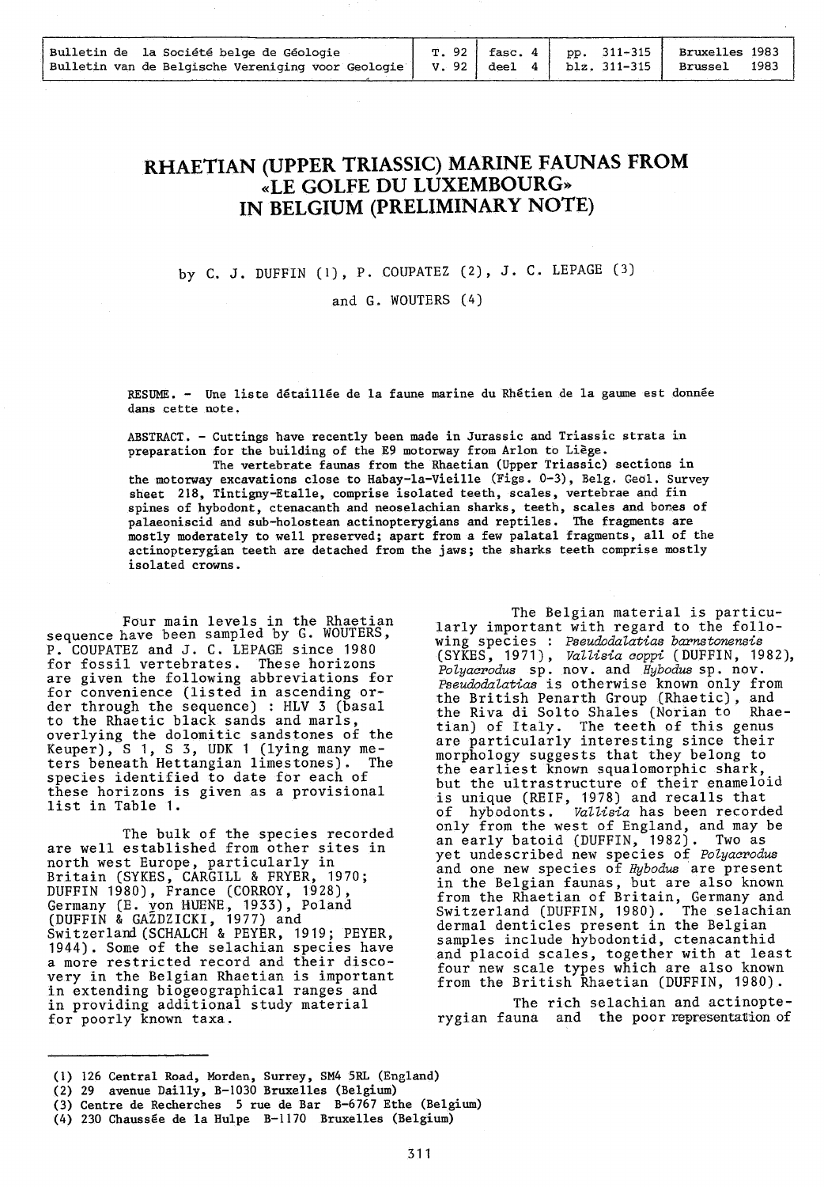# RHAETIAN (UPPER TRIASSIC) MARINE FAUNAS FROM «LE GOLFE DU LUXEMBOURG» IN BELGIUM (PRELIMINARY NOTE)

by C. J. DUFFIN (1), P. COUPATEZ (2), J. C. LEPAGE (3) and G. WOUTERS (4)

RESUME. - Une liste détaillée de la faune marine du Rhétien de la gaume est donnée dans cette note.

ABSTRACT. - Cuttings have recently been made in Jurassic and Triassic strata in preparation for the building of the E9 motorway from Arlon to Liège.
The vertebrate faunas from the Rhaetian (Upper Triassic) sections in the motorway excavations close to Habay-la-Vieille (Figs. 0-3), Belg. Geol. Survey sheet 218, Tintigny-Etalle, comprise isolated teeth, scales, vertebrae and fin spines of hybodont, ctenacanth and neoselachian sharks, teeth, scales and bones of palaeoniscid and sub-holostean actinopterygians and reptiles. The fragments are mostly moderately to well preserved; apart from a few palatal fragments, all of the actinopterygian teeth are detached from the jaws; the sharks teeth comprise mostly isolated crowns.

Four main levels in the Rhaetian sequence have been sampled by G. WOUTERS, P. COUPATEZ and J. C. LEPAGE since 1980 for fossil vertebrates. These horizons are given the following abbreviations for for convenience (listed in ascending order through the sequence) : HLV 3 (basal to the Rhaetic black sands and marls, overlying the dolomitic sandstones of the Keuper), S 1, S 3, UDK 1 (lying many meters beneath Hettangian limestones). The species identified to date for each of these horizons is given as a provisional list in Table 1.

The bulk of the species recorded are well established from other sites in north west Europe, particularly in Britain (SYKES, CARGILL & FRYER, 1970; DUFFIN 1980), France (CORROY, 1928), Germany (E. von HUENE, 1933), Poland (DUFFIN & GAŹDZICKI, 1977) and Switzerland (SCHALCH & PEYER, 1919; PEYER, 1944). Some of the selachian species have a more restricted record and their discovery in the Belgian Rhaetian is important in extending biogeographical ranges and in providing additional study material for poorly known taxa.

The Belgian material is particularly important with regard to the following species : *Pseudodalatias barnstonensis* (SYKES, 1971), *Vallisia coppi* (DUFFIN, 1982), *Polyacrodus* sp. nov. and *Hybodus* sp. nov. *Pseudodalatias* is otherwise known only from the British Penarth Group (Rhaetic), and the Riva di Solto Shales (Norian to Rhaetian) of Italy. The teeth of this genus are particularly interesting since their morphology suggests that they belong to the earliest known squalomorphic shark, but the ultrastructure of their enameloid is unique (REIF, 1978) and recalls that of hybodonts. *Vallisia* has been recorded only from the west of England, and may be an early batoid (DUFFIN, 1982). Two as yet undescribed new species of *Polyacrodus* and one new species of *Hybodus* are present in the Belgian faunas, but are also known from the Rhaetian of Britain, Germany and Switzerland (DUFFIN, 1980). The selachian dermal denticles present in the Belgian samples include hybodontid, ctenacanthid and placoid scales, together with at least four new scale types which are also known from the British Rhaetian (DUFFIN, 1980).

The rich selachian and actinopterygian fauna and the poor representation of

---

(1) 126 Central Road, Morden, Surrey, SM4 5RL (England)
(2) 29 avenue Dailly, B-1030 Bruxelles (Belgium)
(3) Centre de Recherches 5 rue de Bar B-6767 Ethe (Belgium)
(4) 230 Chaussée de la Hulpe B-1170 Bruxelles (Belgium)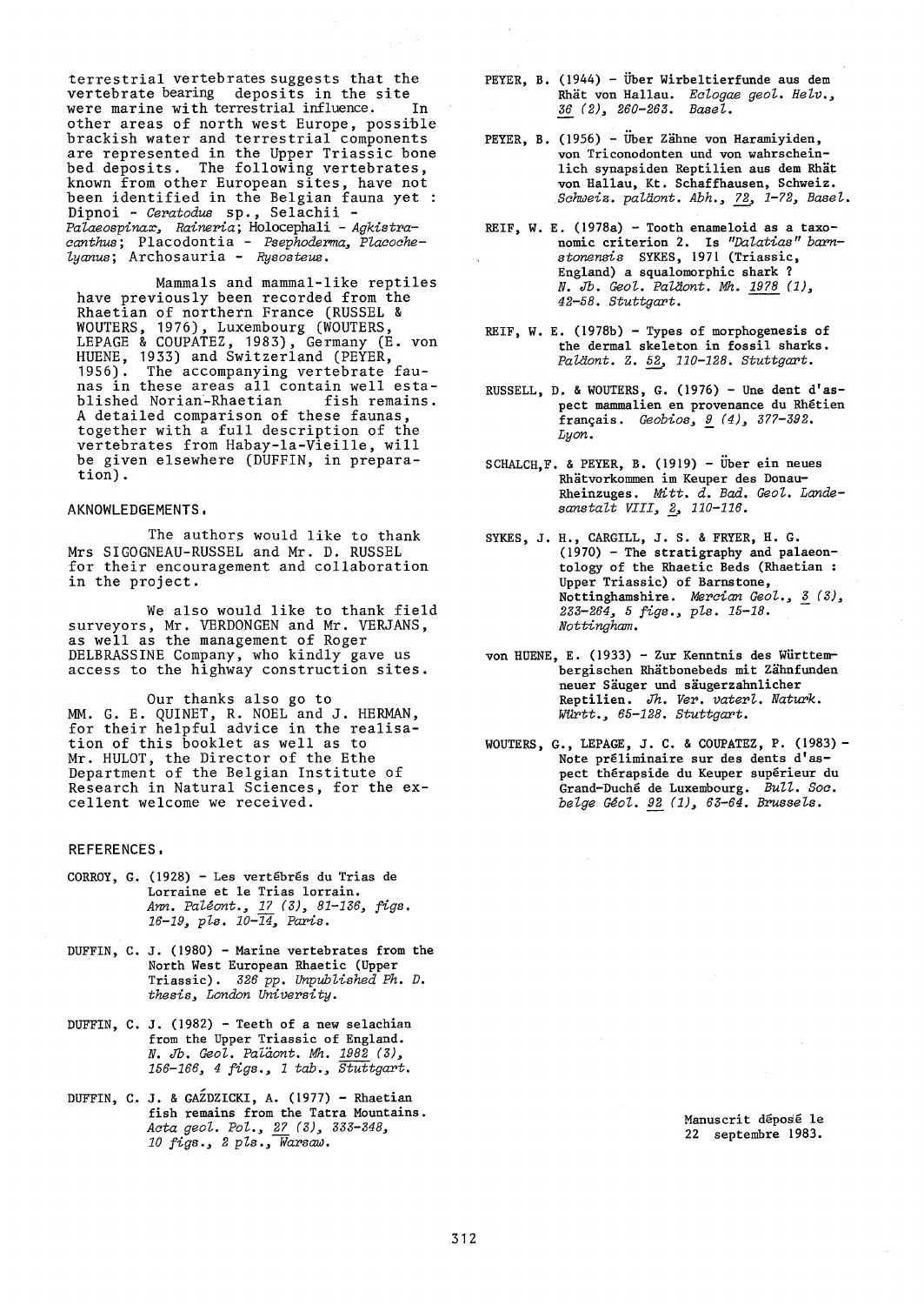terrestrial vertebrates suggests that the vertebrate bearing deposits in the site were marine with terrestrial influence. In other areas of north west Europe, possible brackish water and terrestrial components are represented in the Upper Triassic bone bed deposits. The following vertebrates, known from other European sites, have not been identified in the Belgian fauna yet : Dipnoi - *Ceratodus* sp., Selachii - *Palaeospinax*, *Raineria*; Holocephali - *Agkistracanthus*; Placodontia - *Psephoderma*, *Placochelyanus*; Archosauria - *Rysosteus*.

Mammals and mammal-like reptiles have previously been recorded from the Rhaetian of northern France (RUSSEL & WOUTERS, 1976), Luxembourg (WOUTERS, LEPAGE & COUPATEZ, 1983), Germany (E. von HUENE, 1933) and Switzerland (PEYER, 1956). The accompanying vertebrate faunas in these areas all contain well established Norian-Rhaetian fish remains. A detailed comparison of these faunas, together with a full description of the vertebrates from Habay-la-Vieille, will be given elsewhere (DUFFIN, in preparation).

## AKNOWLEDGEMENTS.

The authors would like to thank Mrs SIGOGNEAU-RUSSEL and Mr. D. RUSSEL for their encouragement and collaboration in the project.

We also would like to thank field surveyors, Mr. VERDONGEN and Mr. VERJANS, as well as the management of Roger DELBRASSINE Company, who kindly gave us access to the highway construction sites.

Our thanks also go to MM. G. E. QUINET, R. NOEL and J. HERMAN, for their helpful advice in the realisation of this booklet as well as to Mr. HULOT, the Director of the Ethe Department of the Belgian Institute of Research in Natural Sciences, for the excellent welcome we received.

## REFERENCES.

CORROY, G. (1928) - Les vertébrés du Trias de Lorraine et le Trias lorrain. *Ann. Paléont.*, 17 (3), 81-136, figs. 16-19, pls. 10-14, Paris.

DUFFIN, C. J. (1980) - Marine vertebrates from the North West European Rhaetic (Upper Triassic). *326 pp. Unpublished Ph. D. thesis, London University.*

DUFFIN, C. J. (1982) - Teeth of a new selachian from the Upper Triassic of England. *N. Jb. Geol. Paläont. Mh.* 1982 (3), 156-166, 4 figs., 1 tab., Stuttgart.

DUFFIN, C. J. & GAŹDZICKI, A. (1977) - Rhaetian fish remains from the Tatra Mountains. *Acta geol. Pol.*, 27 (3), 333-348, 10 figs., 2 pls., Warsaw.

PEYER, B. (1944) - Über Wirbeltierfunde aus dem Rhät von Hallau. *Eclogae geol. Helv.*, 36 (2), 260-263. Basel.

PEYER, B. (1956) - Über Zähne von Haramiyiden, von Triconodonten und von wahrscheinlich synapsiden Reptilien aus dem Rhät von Hallau, Kt. Schaffhausen, Schweiz. *Schweiz. paläont. Abh.*, 72, 1-72, Basel.

REIF, W. E. (1978a) - Tooth enameloid as a taxonomic criterion 2. Is *"Dalatias" barnstonensis* SYKES, 1971 (Triassic, England) a squalomorphic shark ? *N. Jb. Geol. Paläont. Mh.* 1978 (1), 42-58. Stuttgart.

REIF, W. E. (1978b) - Types of morphogenesis of the dermal skeleton in fossil sharks. *Paläont. Z.* 52, 110-128. Stuttgart.

RUSSELL, D. & WOUTERS, G. (1976) - Une dent d'aspect mammalien en provenance du Rhétien français. *Geobios*, 9 (4), 377-392. Lyon.

SCHALCH, F. & PEYER, B. (1919) - Über ein neues Rhätvorkommen im Keuper des Donau-Rheinzuges. *Mitt. d. Bad. Geol. Landesanstalt VIII*, 2, 110-116.

SYKES, J. H., CARGILL, J. S. & FRYER, H. G. (1970) - The stratigraphy and palaeontology of the Rhaetic Beds (Rhaetian : Upper Triassic) of Barnstone, Nottinghamshire. *Mercian Geol.*, 3 (3), 233-264, 5 figs., pls. 15-18. Nottingham.

von HUENE, E. (1933) - Zur Kenntnis des Württembergischen Rhätbonebeds mit Zähnfunden neuer Säuger und säugerzahnlicher Reptilien. *Jh. Ver. vaterl. Naturk. Württ.*, 65-128. Stuttgart.

WOUTERS, G., LEPAGE, J. C. & COUPATEZ, P. (1983) - Note préliminaire sur des dents d'aspect thérapside du Keuper supérieur du Grand-Duché de Luxembourg. *Bull. Soc. belge Géol.* 92 (1), 63-64. Brussels.

Manuscrit déposé le 22 septembre 1983.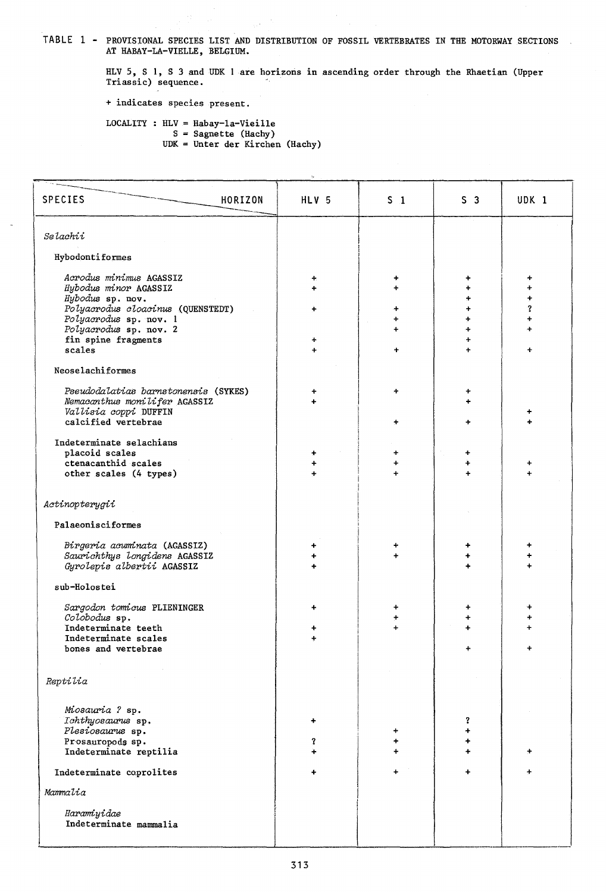TABLE 1 - PROVISIONAL SPECIES LIST AND DISTRIBUTION OF FOSSIL VERTEBRATES IN THE MOTORWAY SECTIONS AT HABAY-LA-VIELLE, BELGIUM.

HLV 5, S 1, S 3 and UDK 1 are horizons in ascending order through the Rhaetian (Upper Triassic) sequence.

+ indicates species present.

LOCALITY : HLV = Habay-la-Vieille
S = Sagnette (Hachy)
UDK = Unter der Kirchen (Hachy)

| SPECIES / HORIZON | HLV 5 | S 1 | S 3 | UDK 1 |
|---|---|---|---|---|
| *Selachii* | | | | |
| Hybodontiformes | | | | |
| *Acrodus minimus* AGASSIZ | + | + | + | + |
| *Hybodus minor* AGASSIZ | + | + | + | + |
| *Hybodus* sp. nov. | | | + | + |
| *Polyacrodus cloacinus* (QUENSTEDT) | + | + | + | ? |
| *Polyacrodus* sp. nov. 1 | | + | + | + |
| *Polyacrodus* sp. nov. 2 | | + | + | + |
| fin spine fragments | + | | + | |
| scales | + | + | + | + |
| Neoselachiformes | | | | |
| *Pseudodalatias barnstonensis* (SYKES) | + | + | + | |
| *Nemacanthus monilifer* AGASSIZ | + | | + | |
| *Vallisia coppi* DUFFIN | | | | + |
| calcified vertebrae | | + | + | + |
| Indeterminate selachians | | | | |
| placoid scales | + | + | + | |
| ctenacanthid scales | + | + | + | + |
| other scales (4 types) | + | + | + | + |
| *Actinopterygii* | | | | |
| Palaeonisciformes | | | | |
| *Birgeria acuminata* (AGASSIZ) | + | + | + | + |
| *Saurichthys longidens* AGASSIZ | + | + | + | + |
| *Gyrolepis albertii* AGASSIZ | + | | + | + |
| sub-Holostei | | | | |
| *Sargodon tomicus* PLIENINGER | + | + | + | + |
| *Colobodus* sp. | | + | + | + |
| Indeterminate teeth | + | + | + | + |
| Indeterminate scales | + | | | |
| bones and vertebrae | | | + | + |
| *Reptilia* | | | | |
| *Miosauria ?* sp. | | | | |
| *Ichthyosaurus* sp. | + | | ? | |
| *Plesiosaurus* sp. | | + | + | |
| Prosauropods sp. | ? | + | + | |
| Indeterminate reptilia | + | + | + | + |
| Indeterminate coprolites | + | + | + | + |
| *Mammalia* | | | | |
| *Haramiyidae* | | | | |
| Indeterminate mammalia | | | | |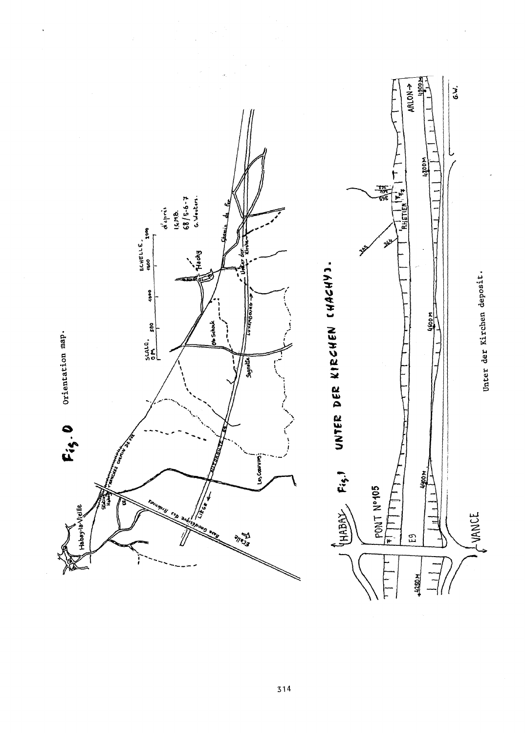Fig. 0 Orientation map.

Fig. 1 UNTER DER KIRCHEN (HACHY).

Unter der Kirchen deposit.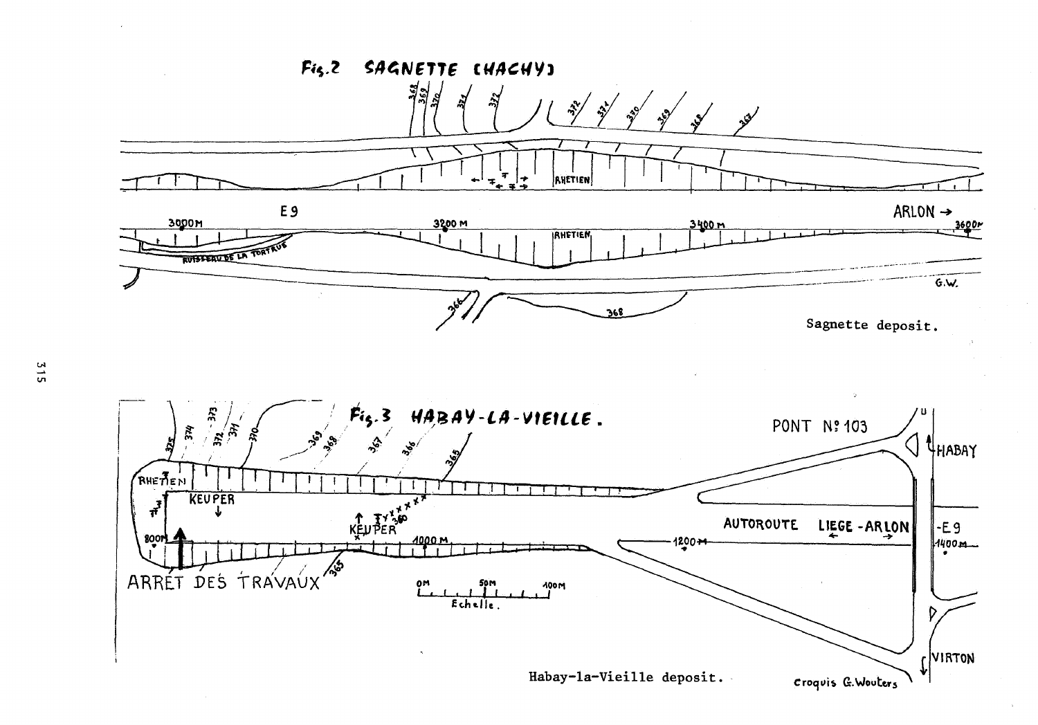Fig.2 SAGNETTE (HACHY)

Sagnette deposit.

Fig.3 HABAY-LA-VIEILLE.

Habay-la-Vieille deposit.

Croquis G. Wouters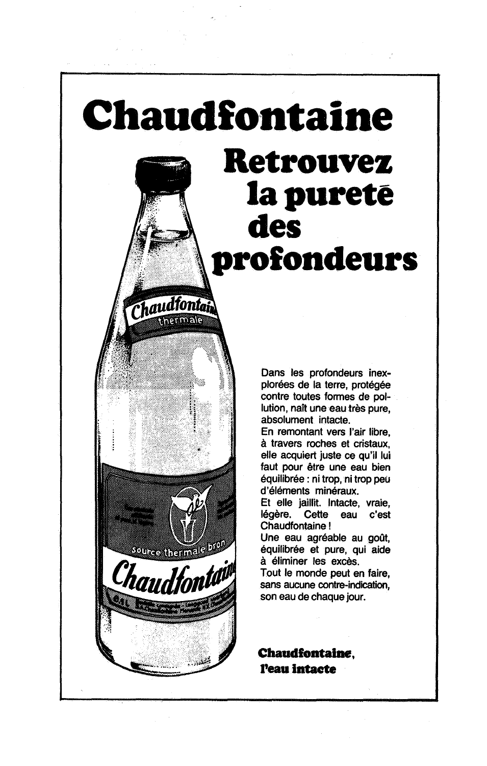# Chaudfontaine

## Retrouvez la pureté des profondeurs

Dans les profondeurs inexplorées de la terre, protégée contre toutes formes de pollution, naît une eau très pure, absolument intacte.
En remontant vers l'air libre, à travers roches et cristaux, elle acquiert juste ce qu'il lui faut pour être une eau bien équilibrée : ni trop, ni trop peu d'éléments minéraux.
Et elle jaillit. Intacte, vraie, légère. Cette eau c'est Chaudfontaine !
Une eau agréable au goût, équilibrée et pure, qui aide à éliminer les excès.
Tout le monde peut en faire, sans aucune contre-indication, son eau de chaque jour.

**Chaudfontaine, l'eau intacte**